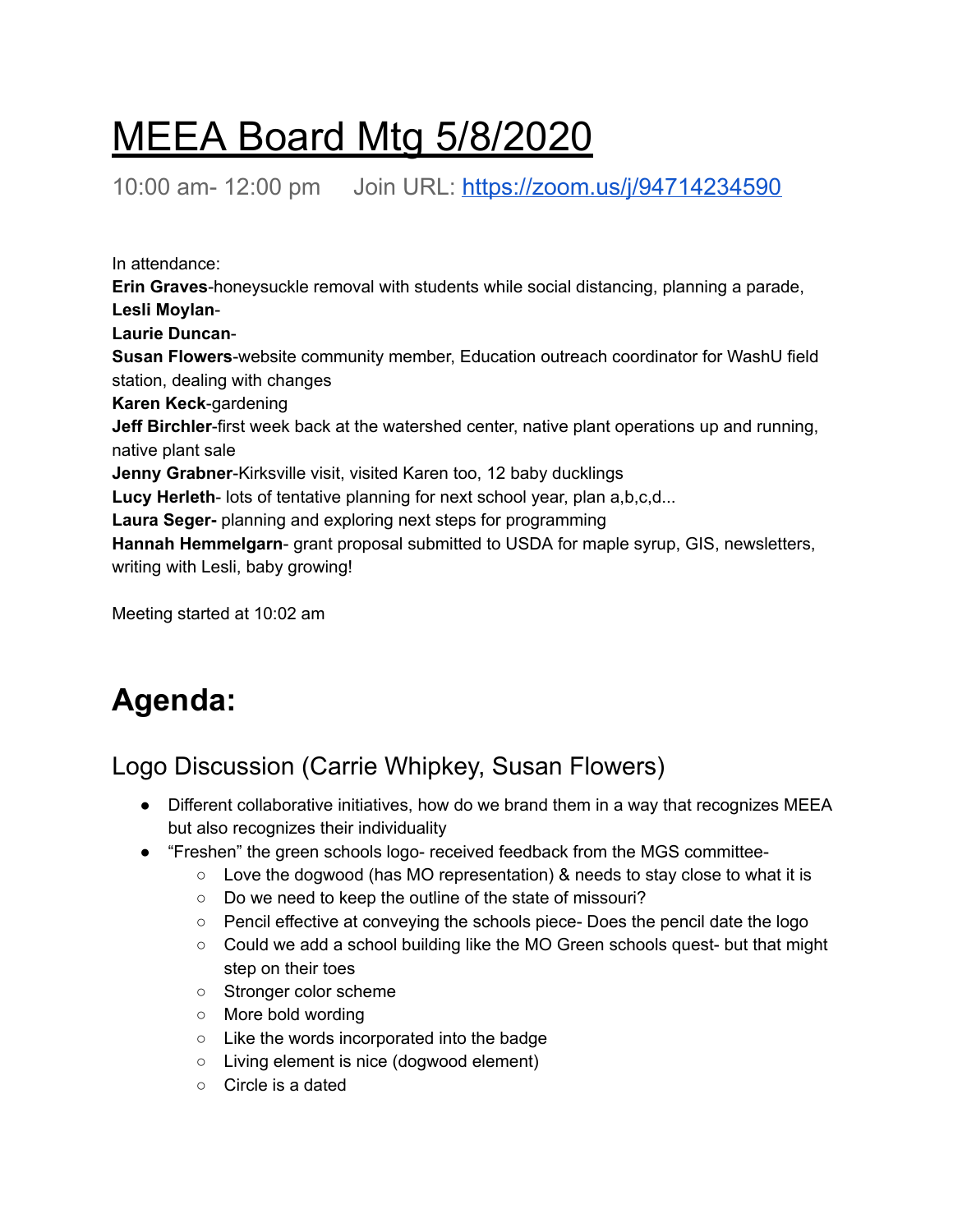# MEEA Board Mtg 5/8/2020

10:00 am- 12:00 pm     Join URL: https://zoom.us/j/94714234590

In attendance:
**Erin Graves**-honeysuckle removal with students while social distancing, planning a parade,
**Lesli Moylan**-
**Laurie Duncan**-
**Susan Flowers**-website community member, Education outreach coordinator for WashU field station, dealing with changes
**Karen Keck**-gardening
**Jeff Birchler**-first week back at the watershed center, native plant operations up and running, native plant sale
**Jenny Grabner**-Kirksville visit, visited Karen too, 12 baby ducklings
**Lucy Herleth**- lots of tentative planning for next school year, plan a,b,c,d...
**Laura Seger-** planning and exploring next steps for programming
**Hannah Hemmelgarn**- grant proposal submitted to USDA for maple syrup, GIS, newsletters, writing with Lesli, baby growing!

Meeting started at 10:02 am

# Agenda:

## Logo Discussion (Carrie Whipkey, Susan Flowers)

- Different collaborative initiatives, how do we brand them in a way that recognizes MEEA but also recognizes their individuality
- "Freshen" the green schools logo- received feedback from the MGS committee-
  - Love the dogwood (has MO representation) & needs to stay close to what it is
  - Do we need to keep the outline of the state of missouri?
  - Pencil effective at conveying the schools piece- Does the pencil date the logo
  - Could we add a school building like the MO Green schools quest- but that might step on their toes
  - Stronger color scheme
  - More bold wording
  - Like the words incorporated into the badge
  - Living element is nice (dogwood element)
  - Circle is a dated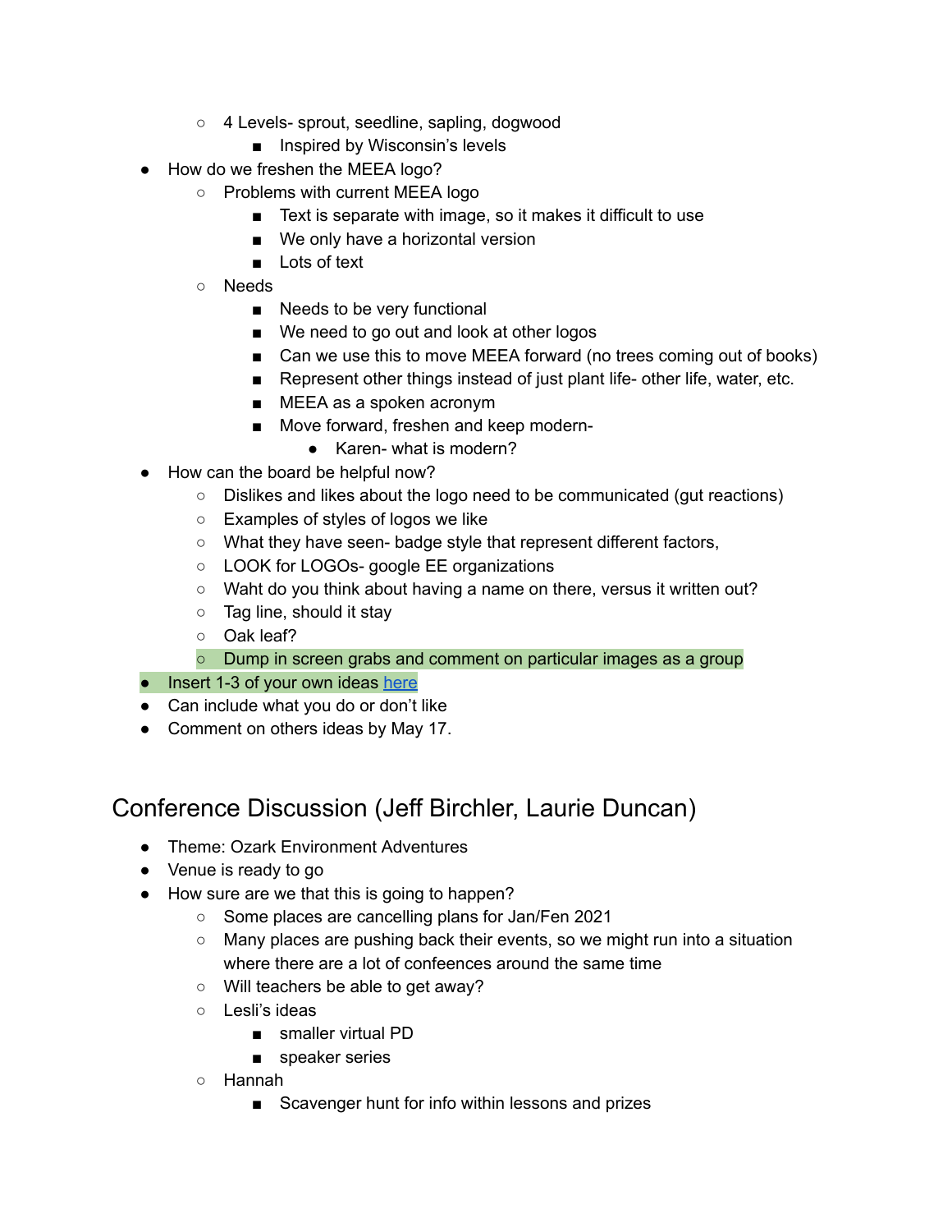- 4 Levels- sprout, seedline, sapling, dogwood
      - Inspired by Wisconsin's levels
- How do we freshen the MEEA logo?
  - Problems with current MEEA logo
    - Text is separate with image, so it makes it difficult to use
    - We only have a horizontal version
    - Lots of text
  - Needs
    - Needs to be very functional
    - We need to go out and look at other logos
    - Can we use this to move MEEA forward (no trees coming out of books)
    - Represent other things instead of just plant life- other life, water, etc.
    - MEEA as a spoken acronym
    - Move forward, freshen and keep modern-
      - Karen- what is modern?
- How can the board be helpful now?
  - Dislikes and likes about the logo need to be communicated (gut reactions)
  - Examples of styles of logos we like
  - What they have seen- badge style that represent different factors,
  - LOOK for LOGOs- google EE organizations
  - Waht do you think about having a name on there, versus it written out?
  - Tag line, should it stay
  - Oak leaf?
  - Dump in screen grabs and comment on particular images as a group
- Insert 1-3 of your own ideas [here]()
- Can include what you do or don't like
- Comment on others ideas by May 17.

## Conference Discussion (Jeff Birchler, Laurie Duncan)

- Theme: Ozark Environment Adventures
- Venue is ready to go
- How sure are we that this is going to happen?
  - Some places are cancelling plans for Jan/Fen 2021
  - Many places are pushing back their events, so we might run into a situation where there are a lot of confeences around the same time
  - Will teachers be able to get away?
  - Lesli's ideas
    - smaller virtual PD
    - speaker series
  - Hannah
    - Scavenger hunt for info within lessons and prizes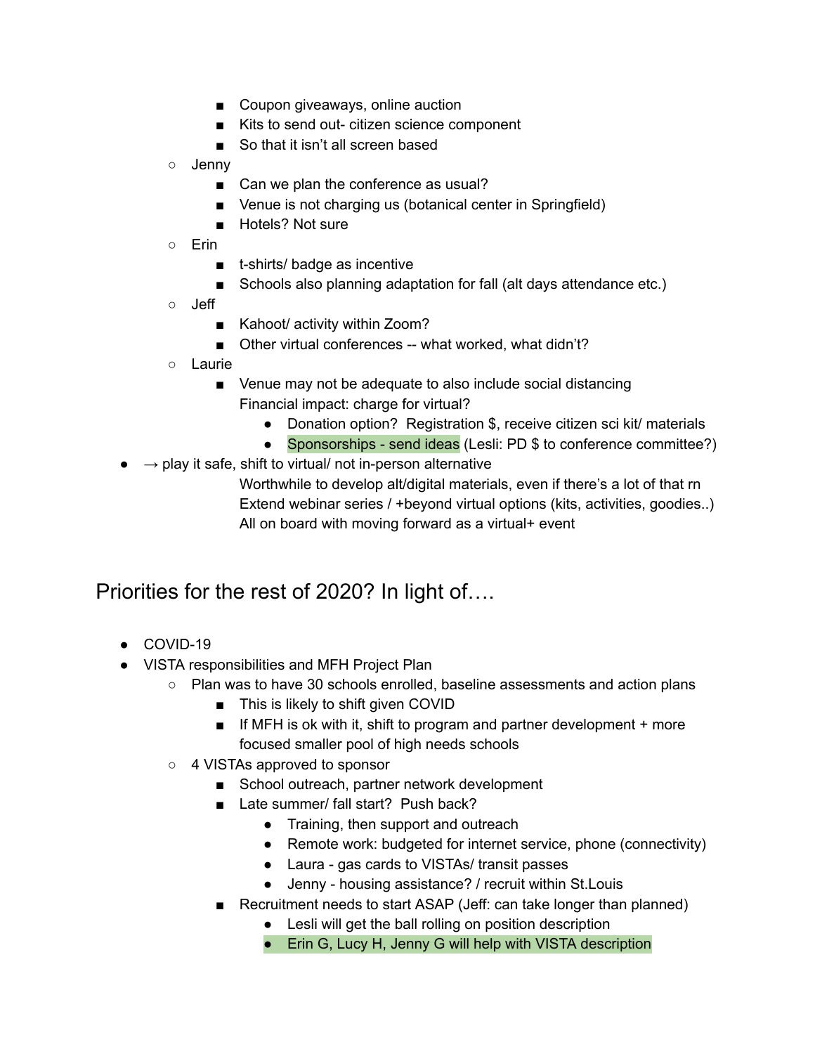- Coupon giveaways, online auction
            - Kits to send out- citizen science component
            - So that it isn't all screen based
        - Jenny
            - Can we plan the conference as usual?
            - Venue is not charging us (botanical center in Springfield)
            - Hotels? Not sure
        - Erin
            - t-shirts/ badge as incentive
            - Schools also planning adaptation for fall (alt days attendance etc.)
        - Jeff
            - Kahoot/ activity within Zoom?
            - Other virtual conferences -- what worked, what didn't?
        - Laurie
            - Venue may not be adequate to also include social distancing

              Financial impact: charge for virtual?
                - Donation option? Registration $, receive citizen sci kit/ materials
                - Sponsorships - send ideas (Lesli: PD $ to conference committee?)
- → play it safe, shift to virtual/ not in-person alternative

  Worthwhile to develop alt/digital materials, even if there's a lot of that rn

  Extend webinar series / +beyond virtual options (kits, activities, goodies..)

  All on board with moving forward as a virtual+ event

## Priorities for the rest of 2020? In light of….

- COVID-19
- VISTA responsibilities and MFH Project Plan
    - Plan was to have 30 schools enrolled, baseline assessments and action plans
        - This is likely to shift given COVID
        - If MFH is ok with it, shift to program and partner development + more focused smaller pool of high needs schools
    - 4 VISTAs approved to sponsor
        - School outreach, partner network development
        - Late summer/ fall start? Push back?
            - Training, then support and outreach
            - Remote work: budgeted for internet service, phone (connectivity)
            - Laura - gas cards to VISTAs/ transit passes
            - Jenny - housing assistance? / recruit within St.Louis
        - Recruitment needs to start ASAP (Jeff: can take longer than planned)
            - Lesli will get the ball rolling on position description
            - Erin G, Lucy H, Jenny G will help with VISTA description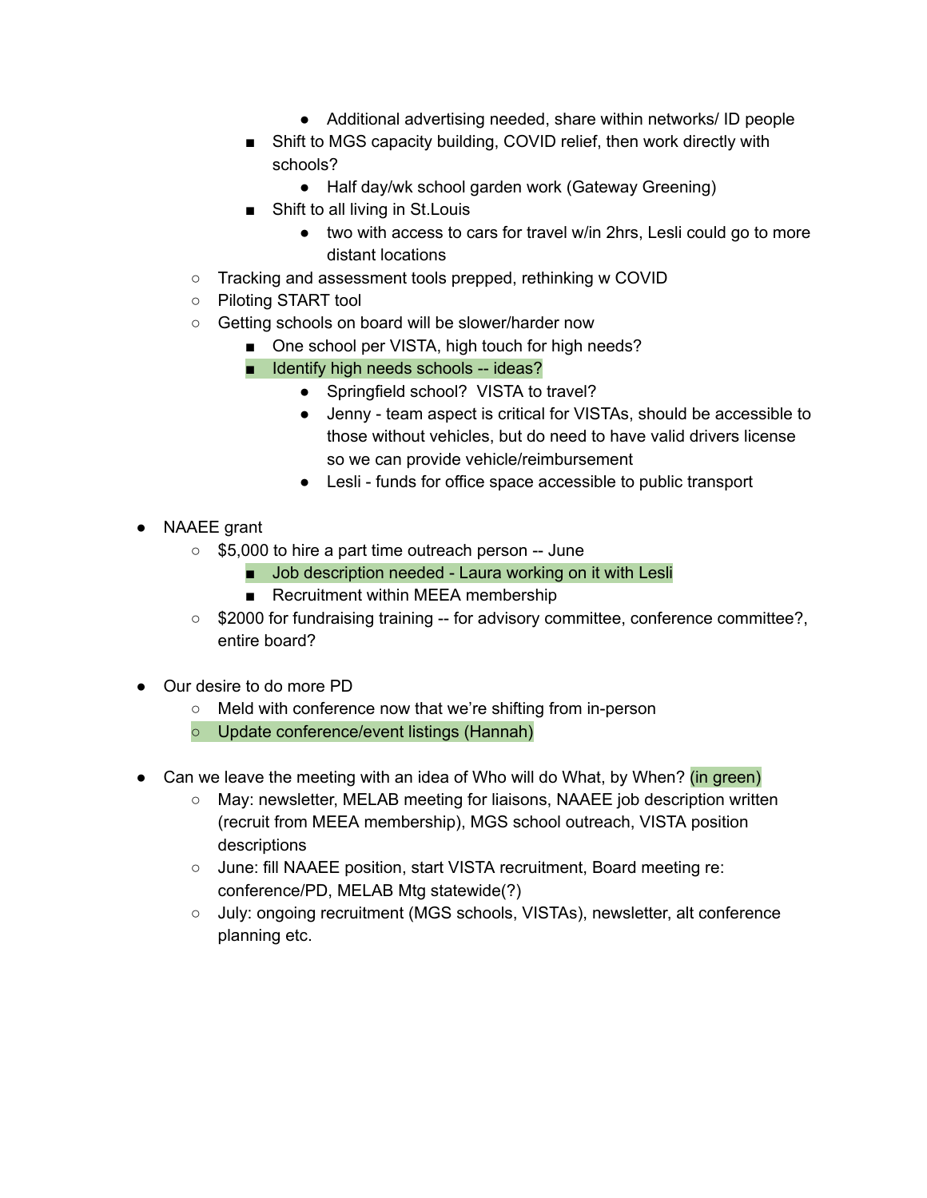- Additional advertising needed, share within networks/ ID people
        - Shift to MGS capacity building, COVID relief, then work directly with schools?
            - Half day/wk school garden work (Gateway Greening)
        - Shift to all living in St.Louis
            - two with access to cars for travel w/in 2hrs, Lesli could go to more distant locations
    - Tracking and assessment tools prepped, rethinking w COVID
    - Piloting START tool
    - Getting schools on board will be slower/harder now
        - One school per VISTA, high touch for high needs?
        - Identify high needs schools -- ideas?
            - Springfield school? VISTA to travel?
            - Jenny - team aspect is critical for VISTAs, should be accessible to those without vehicles, but do need to have valid drivers license so we can provide vehicle/reimbursement
            - Lesli - funds for office space accessible to public transport

- NAAEE grant
    - $5,000 to hire a part time outreach person -- June
        - Job description needed - Laura working on it with Lesli
        - Recruitment within MEEA membership
    - $2000 for fundraising training -- for advisory committee, conference committee?, entire board?

- Our desire to do more PD
    - Meld with conference now that we're shifting from in-person
    - Update conference/event listings (Hannah)

- Can we leave the meeting with an idea of Who will do What, by When? (in green)
    - May: newsletter, MELAB meeting for liaisons, NAAEE job description written (recruit from MEEA membership), MGS school outreach, VISTA position descriptions
    - June: fill NAAEE position, start VISTA recruitment, Board meeting re: conference/PD, MELAB Mtg statewide(?)
    - July: ongoing recruitment (MGS schools, VISTAs), newsletter, alt conference planning etc.